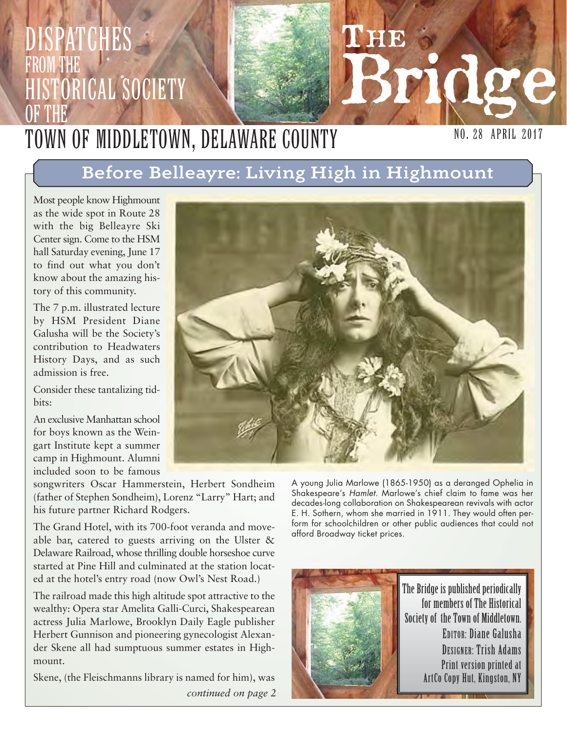# DISPATCHES FROM THE HISTORICAL SOCIETY OF THE TOWN OF MIDDLETOWN, DELAWARE COUNTY

# The Bridge

NO. 28 APRIL 2017

## Before Belleayre: Living High in Highmount

Most people know Highmount as the wide spot in Route 28 with the big Belleayre Ski Center sign. Come to the HSM hall Saturday evening, June 17 to find out what you don't know about the amazing history of this community.

The 7 p.m. illustrated lecture by HSM President Diane Galusha will be the Society's contribution to Headwaters History Days, and as such admission is free.

Consider these tantalizing tidbits:

An exclusive Manhattan school for boys known as the Weingart Institute kept a summer camp in Highmount. Alumni included soon to be famous songwriters Oscar Hammerstein, Herbert Sondheim (father of Stephen Sondheim), Lorenz "Larry" Hart; and his future partner Richard Rodgers.

The Grand Hotel, with its 700-foot veranda and moveable bar, catered to guests arriving on the Ulster & Delaware Railroad, whose thrilling double horseshoe curve started at Pine Hill and culminated at the station located at the hotel's entry road (now Owl's Nest Road.)

The railroad made this high altitude spot attractive to the wealthy: Opera star Amelita Galli-Curci, Shakespearean actress Julia Marlowe, Brooklyn Daily Eagle publisher Herbert Gunnison and pioneering gynecologist Alexander Skene all had sumptuous summer estates in Highmount.

Skene, (the Fleischmanns library is named for him), was

*continued on page 2*

A young Julia Marlowe (1865-1950) as a deranged Ophelia in Shakespeare's *Hamlet*. Marlowe's chief claim to fame was her decades-long collaboration on Shakespearean revivals with actor E. H. Sothern, whom she married in 1911. They would often perform for schoolchildren or other public audiences that could not afford Broadway ticket prices.

The Bridge is published periodically for members of The Historical Society of the Town of Middletown.
EDITOR: Diane Galusha
DESIGNER: Trish Adams
Print version printed at ArtCo Copy Hut, Kingston, NY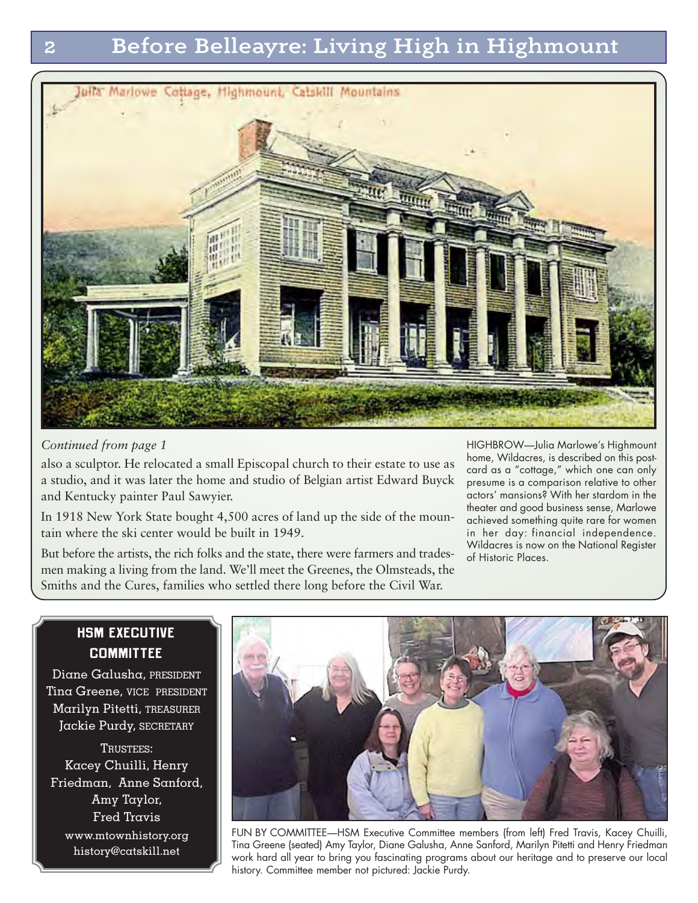# Before Belleayre: Living High in Highmount

Julia Marlowe Cottage, Highmount, Catskill Mountains

*Continued from page 1*

also a sculptor. He relocated a small Episcopal church to their estate to use as a studio, and it was later the home and studio of Belgian artist Edward Buyck and Kentucky painter Paul Sawyier.

In 1918 New York State bought 4,500 acres of land up the side of the mountain where the ski center would be built in 1949.

But before the artists, the rich folks and the state, there were farmers and tradesmen making a living from the land. We'll meet the Greenes, the Olmsteads, the Smiths and the Cures, families who settled there long before the Civil War.

HIGHBROW—Julia Marlowe's Highmount home, Wildacres, is described on this postcard as a "cottage," which one can only presume is a comparison relative to other actors' mansions? With her stardom in the theater and good business sense, Marlowe achieved something quite rare for women in her day: financial independence. Wildacres is now on the National Register of Historic Places.

## HSM EXECUTIVE COMMITTEE

Diane Galusha, PRESIDENT
Tina Greene, VICE PRESIDENT
Marilyn Pitetti, TREASURER
Jackie Purdy, SECRETARY

TRUSTEES:
Kacey Chuilli, Henry Friedman, Anne Sanford, Amy Taylor, Fred Travis

www.mtownhistory.org
history@catskill.net

FUN BY COMMITTEE—HSM Executive Committee members (from left) Fred Travis, Kacey Chuilli, Tina Greene (seated) Amy Taylor, Diane Galusha, Anne Sanford, Marilyn Pitetti and Henry Friedman work hard all year to bring you fascinating programs about our heritage and to preserve our local history. Committee member not pictured: Jackie Purdy.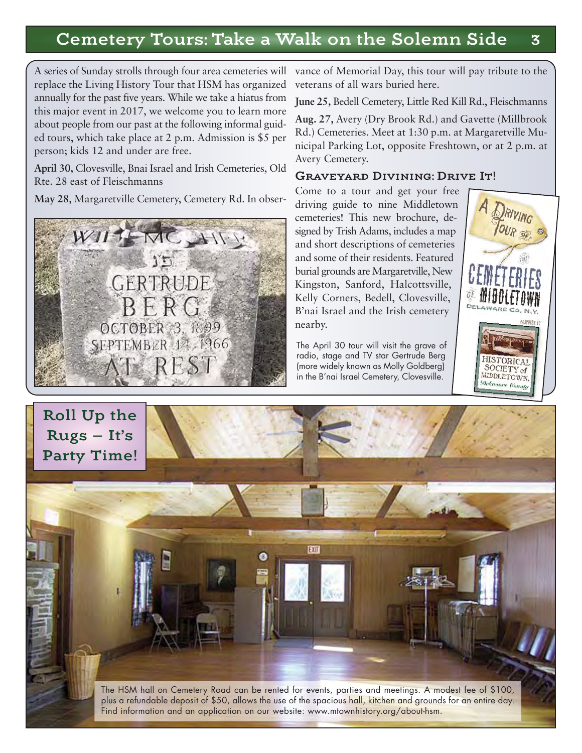## Cemetery Tours: Take a Walk on the Solemn Side

A series of Sunday strolls through four area cemeteries will replace the Living History Tour that HSM has organized annually for the past five years. While we take a hiatus from this major event in 2017, we welcome you to learn more about people from our past at the following informal guided tours, which take place at 2 p.m. Admission is $5 per person; kids 12 and under are free.

**April 30,** Clovesville, Bnai Israel and Irish Cemeteries, Old Rte. 28 east of Fleischmanns

**May 28,** Margaretville Cemetery, Cemetery Rd. In observance of Memorial Day, this tour will pay tribute to the veterans of all wars buried here.

**June 25,** Bedell Cemetery, Little Red Kill Rd., Fleischmanns

**Aug. 27,** Avery (Dry Brook Rd.) and Gavette (Millbrook Rd.) Cemeteries. Meet at 1:30 p.m. at Margaretville Municipal Parking Lot, opposite Freshtown, or at 2 p.m. at Avery Cemetery.

### Graveyard Divining: Drive It!

Come to a tour and get your free driving guide to nine Middletown cemeteries! This new brochure, designed by Trish Adams, includes a map and short descriptions of cemeteries and some of their residents. Featured burial grounds are Margaretville, New Kingston, Sanford, Halcottsville, Kelly Corners, Bedell, Clovesville, B'nai Israel and the Irish cemetery nearby.

The April 30 tour will visit the grave of radio, stage and TV star Gertrude Berg (more widely known as Molly Goldberg) in the B'nai Israel Cemetery, Clovesville.

## Roll Up the Rugs – It's Party Time!

The HSM hall on Cemetery Road can be rented for events, parties and meetings. A modest fee of $100, plus a refundable deposit of $50, allows the use of the spacious hall, kitchen and grounds for an entire day. Find information and an application on our website: www.mtownhistory.org/about-hsm.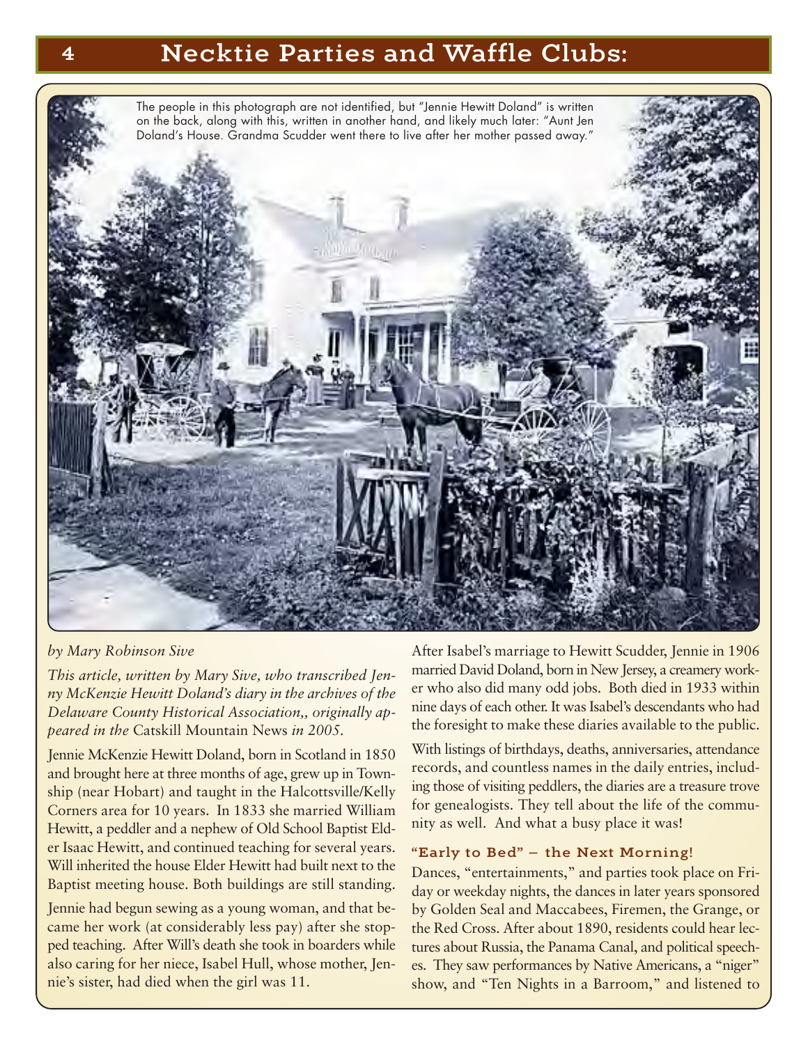# Necktie Parties and Waffle Clubs:

The people in this photograph are not identified, but "Jennie Hewitt Doland" is written on the back, along with this, written in another hand, and likely much later: "Aunt Jen Doland's House. Grandma Scudder went there to live after her mother passed away."

*by Mary Robinson Sive*

*This article, written by Mary Sive, who transcribed Jenny McKenzie Hewitt Doland's diary in the archives of the Delaware County Historical Association,, originally appeared in the* Catskill Mountain News *in 2005.*

Jennie McKenzie Hewitt Doland, born in Scotland in 1850 and brought here at three months of age, grew up in Township (near Hobart) and taught in the Halcottsville/Kelly Corners area for 10 years. In 1833 she married William Hewitt, a peddler and a nephew of Old School Baptist Elder Isaac Hewitt, and continued teaching for several years. Will inherited the house Elder Hewitt had built next to the Baptist meeting house. Both buildings are still standing.

Jennie had begun sewing as a young woman, and that became her work (at considerably less pay) after she stopped teaching. After Will's death she took in boarders while also caring for her niece, Isabel Hull, whose mother, Jennie's sister, had died when the girl was 11.

After Isabel's marriage to Hewitt Scudder, Jennie in 1906 married David Doland, born in New Jersey, a creamery worker who also did many odd jobs. Both died in 1933 within nine days of each other. It was Isabel's descendants who had the foresight to make these diaries available to the public.

With listings of birthdays, deaths, anniversaries, attendance records, and countless names in the daily entries, including those of visiting peddlers, the diaries are a treasure trove for genealogists. They tell about the life of the community as well. And what a busy place it was!

### "Early to Bed" – the Next Morning!

Dances, "entertainments," and parties took place on Friday or weekday nights, the dances in later years sponsored by Golden Seal and Maccabees, Firemen, the Grange, or the Red Cross. After about 1890, residents could hear lectures about Russia, the Panama Canal, and political speeches. They saw performances by Native Americans, a "niger" show, and "Ten Nights in a Barroom," and listened to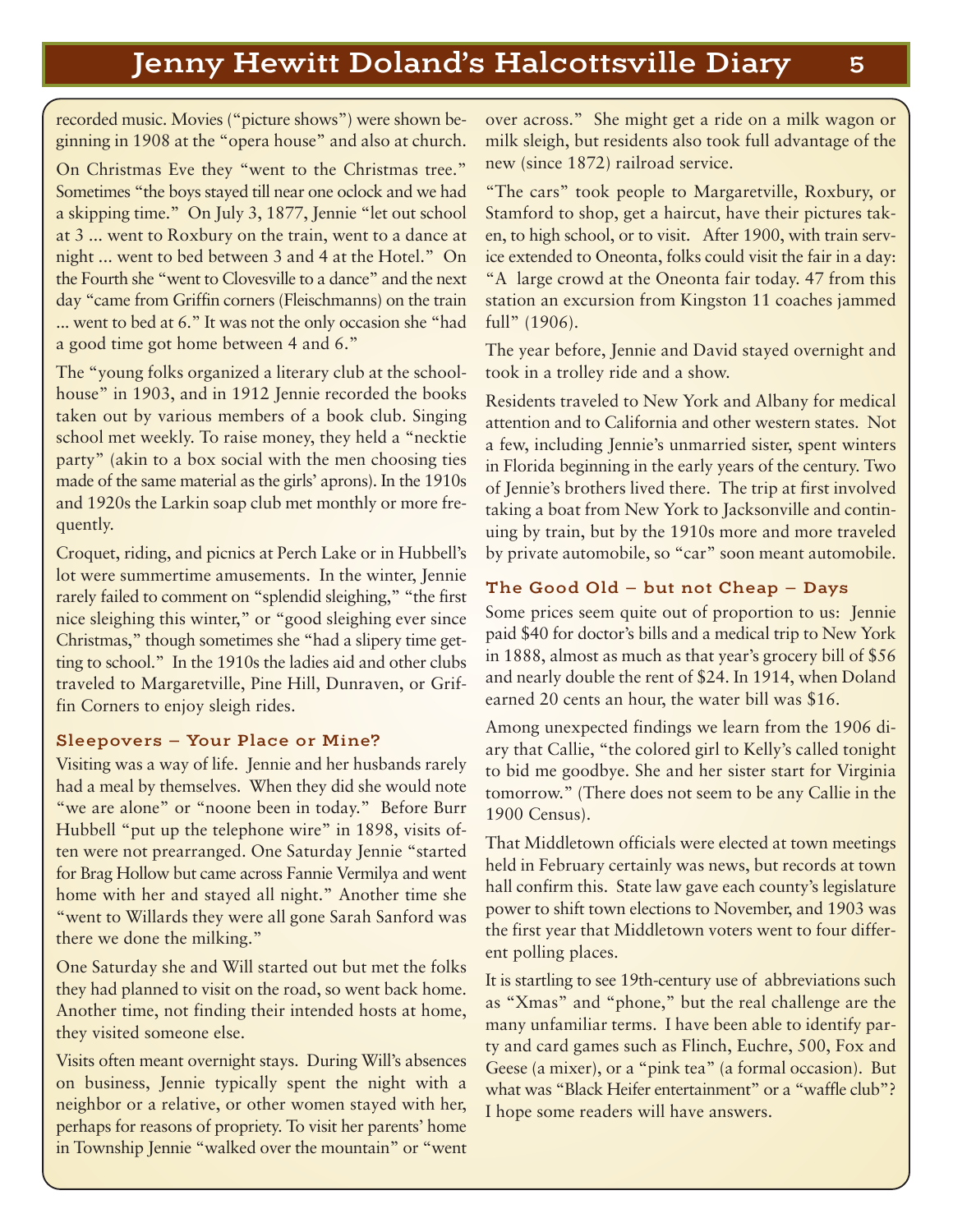recorded music. Movies ("picture shows") were shown beginning in 1908 at the "opera house" and also at church.

On Christmas Eve they "went to the Christmas tree." Sometimes "the boys stayed till near one oclock and we had a skipping time." On July 3, 1877, Jennie "let out school at 3 ... went to Roxbury on the train, went to a dance at night ... went to bed between 3 and 4 at the Hotel." On the Fourth she "went to Clovesville to a dance" and the next day "came from Griffin corners (Fleischmanns) on the train ... went to bed at 6." It was not the only occasion she "had a good time got home between 4 and 6."

The "young folks organized a literary club at the schoolhouse" in 1903, and in 1912 Jennie recorded the books taken out by various members of a book club. Singing school met weekly. To raise money, they held a "necktie party" (akin to a box social with the men choosing ties made of the same material as the girls' aprons). In the 1910s and 1920s the Larkin soap club met monthly or more frequently.

Croquet, riding, and picnics at Perch Lake or in Hubbell's lot were summertime amusements. In the winter, Jennie rarely failed to comment on "splendid sleighing," "the first nice sleighing this winter," or "good sleighing ever since Christmas," though sometimes she "had a slipery time getting to school." In the 1910s the ladies aid and other clubs traveled to Margaretville, Pine Hill, Dunraven, or Griffin Corners to enjoy sleigh rides.

### Sleepovers – Your Place or Mine?

Visiting was a way of life. Jennie and her husbands rarely had a meal by themselves. When they did she would note "we are alone" or "noone been in today." Before Burr Hubbell "put up the telephone wire" in 1898, visits often were not prearranged. One Saturday Jennie "started for Brag Hollow but came across Fannie Vermilya and went home with her and stayed all night." Another time she "went to Willards they were all gone Sarah Sanford was there we done the milking."

One Saturday she and Will started out but met the folks they had planned to visit on the road, so went back home. Another time, not finding their intended hosts at home, they visited someone else.

Visits often meant overnight stays. During Will's absences on business, Jennie typically spent the night with a neighbor or a relative, or other women stayed with her, perhaps for reasons of propriety. To visit her parents' home in Township Jennie "walked over the mountain" or "went over across." She might get a ride on a milk wagon or milk sleigh, but residents also took full advantage of the new (since 1872) railroad service.

"The cars" took people to Margaretville, Roxbury, or Stamford to shop, get a haircut, have their pictures taken, to high school, or to visit. After 1900, with train service extended to Oneonta, folks could visit the fair in a day: "A large crowd at the Oneonta fair today. 47 from this station an excursion from Kingston 11 coaches jammed full" (1906).

The year before, Jennie and David stayed overnight and took in a trolley ride and a show.

Residents traveled to New York and Albany for medical attention and to California and other western states. Not a few, including Jennie's unmarried sister, spent winters in Florida beginning in the early years of the century. Two of Jennie's brothers lived there. The trip at first involved taking a boat from New York to Jacksonville and continuing by train, but by the 1910s more and more traveled by private automobile, so "car" soon meant automobile.

### The Good Old – but not Cheap – Days

Some prices seem quite out of proportion to us: Jennie paid $40 for doctor's bills and a medical trip to New York in 1888, almost as much as that year's grocery bill of $56 and nearly double the rent of $24. In 1914, when Doland earned 20 cents an hour, the water bill was $16.

Among unexpected findings we learn from the 1906 diary that Callie, "the colored girl to Kelly's called tonight to bid me goodbye. She and her sister start for Virginia tomorrow." (There does not seem to be any Callie in the 1900 Census).

That Middletown officials were elected at town meetings held in February certainly was news, but records at town hall confirm this. State law gave each county's legislature power to shift town elections to November, and 1903 was the first year that Middletown voters went to four different polling places.

It is startling to see 19th-century use of abbreviations such as "Xmas" and "phone," but the real challenge are the many unfamiliar terms. I have been able to identify party and card games such as Flinch, Euchre, 500, Fox and Geese (a mixer), or a "pink tea" (a formal occasion). But what was "Black Heifer entertainment" or a "waffle club"? I hope some readers will have answers.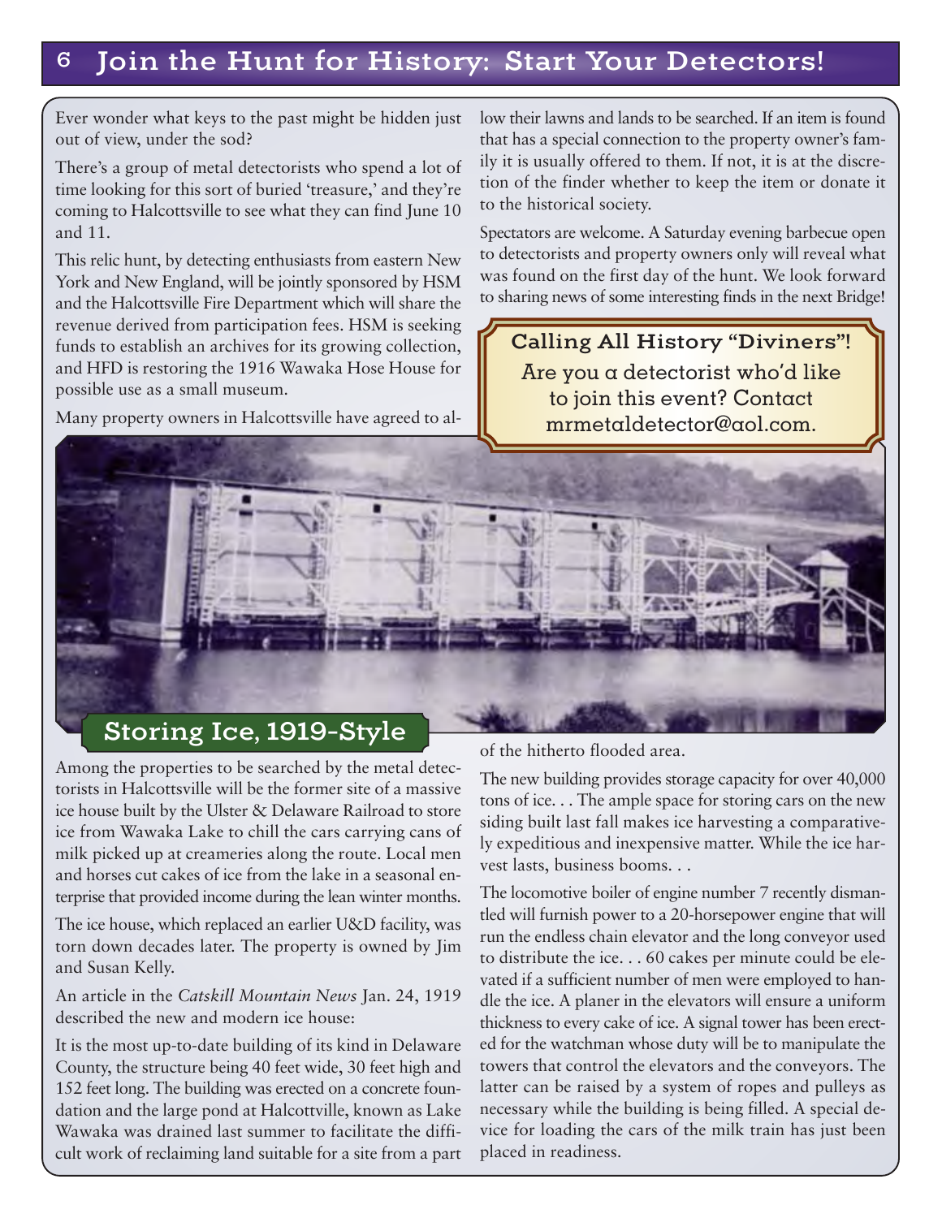# Join the Hunt for History: Start Your Detectors!

Ever wonder what keys to the past might be hidden just out of view, under the sod?

There's a group of metal detectorists who spend a lot of time looking for this sort of buried 'treasure,' and they're coming to Halcottsville to see what they can find June 10 and 11.

This relic hunt, by detecting enthusiasts from eastern New York and New England, will be jointly sponsored by HSM and the Halcottsville Fire Department which will share the revenue derived from participation fees. HSM is seeking funds to establish an archives for its growing collection, and HFD is restoring the 1916 Wawaka Hose House for possible use as a small museum.

Many property owners in Halcottsville have agreed to allow their lawns and lands to be searched. If an item is found that has a special connection to the property owner's family it is usually offered to them. If not, it is at the discretion of the finder whether to keep the item or donate it to the historical society.

Spectators are welcome. A Saturday evening barbecue open to detectorists and property owners only will reveal what was found on the first day of the hunt. We look forward to sharing news of some interesting finds in the next Bridge!

**Calling All History "Diviners"!**
Are you a detectorist who'd like to join this event? Contact mrmetaldetector@aol.com.

## Storing Ice, 1919-Style

Among the properties to be searched by the metal detectorists in Halcottsville will be the former site of a massive ice house built by the Ulster & Delaware Railroad to store ice from Wawaka Lake to chill the cars carrying cans of milk picked up at creameries along the route. Local men and horses cut cakes of ice from the lake in a seasonal enterprise that provided income during the lean winter months.

The ice house, which replaced an earlier U&D facility, was torn down decades later. The property is owned by Jim and Susan Kelly.

An article in the *Catskill Mountain News* Jan. 24, 1919 described the new and modern ice house:

It is the most up-to-date building of its kind in Delaware County, the structure being 40 feet wide, 30 feet high and 152 feet long. The building was erected on a concrete foundation and the large pond at Halcottville, known as Lake Wawaka was drained last summer to facilitate the difficult work of reclaiming land suitable for a site from a part of the hitherto flooded area.

The new building provides storage capacity for over 40,000 tons of ice. . . The ample space for storing cars on the new siding built last fall makes ice harvesting a comparatively expeditious and inexpensive matter. While the ice harvest lasts, business booms. . .

The locomotive boiler of engine number 7 recently dismantled will furnish power to a 20-horsepower engine that will run the endless chain elevator and the long conveyor used to distribute the ice. . . 60 cakes per minute could be elevated if a sufficient number of men were employed to handle the ice. A planer in the elevators will ensure a uniform thickness to every cake of ice. A signal tower has been erected for the watchman whose duty will be to manipulate the towers that control the elevators and the conveyors. The latter can be raised by a system of ropes and pulleys as necessary while the building is being filled. A special device for loading the cars of the milk train has just been placed in readiness.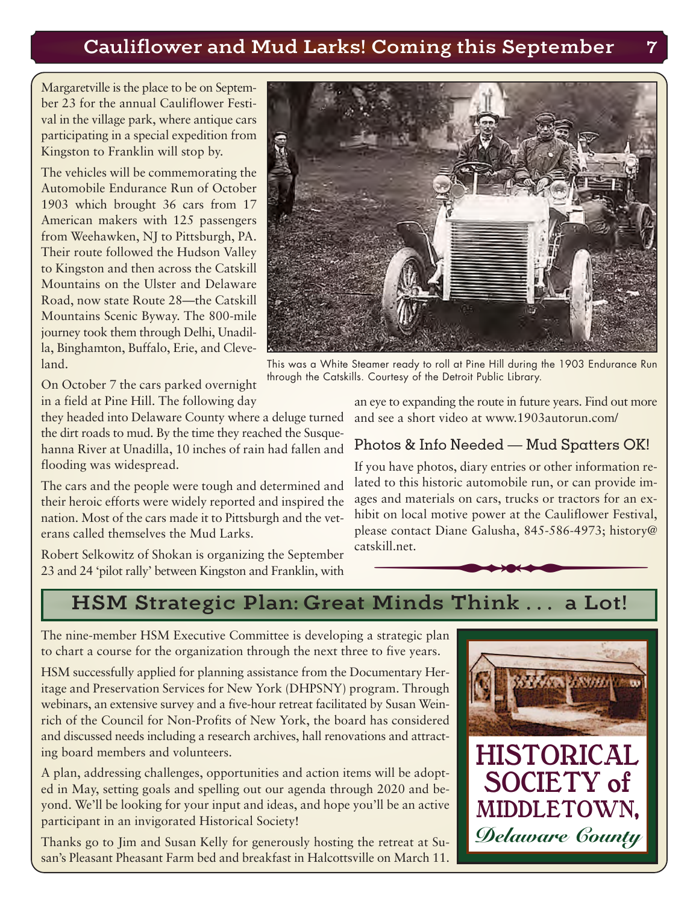## Cauliflower and Mud Larks! Coming this September

Margaretville is the place to be on September 23 for the annual Cauliflower Festival in the village park, where antique cars participating in a special expedition from Kingston to Franklin will stop by.

The vehicles will be commemorating the Automobile Endurance Run of October 1903 which brought 36 cars from 17 American makers with 125 passengers from Weehawken, NJ to Pittsburgh, PA. Their route followed the Hudson Valley to Kingston and then across the Catskill Mountains on the Ulster and Delaware Road, now state Route 28—the Catskill Mountains Scenic Byway. The 800-mile journey took them through Delhi, Unadilla, Binghamton, Buffalo, Erie, and Cleveland.

This was a White Steamer ready to roll at Pine Hill during the 1903 Endurance Run through the Catskills. Courtesy of the Detroit Public Library.

On October 7 the cars parked overnight in a field at Pine Hill. The following day they headed into Delaware County where a deluge turned the dirt roads to mud. By the time they reached the Susquehanna River at Unadilla, 10 inches of rain had fallen and flooding was widespread.

The cars and the people were tough and determined and their heroic efforts were widely reported and inspired the nation. Most of the cars made it to Pittsburgh and the veterans called themselves the Mud Larks.

Robert Selkowitz of Shokan is organizing the September 23 and 24 'pilot rally' between Kingston and Franklin, with an eye to expanding the route in future years. Find out more and see a short video at www.1903autorun.com/

### Photos & Info Needed — Mud Spatters OK!

If you have photos, diary entries or other information related to this historic automobile run, or can provide images and materials on cars, trucks or tractors for an exhibit on local motive power at the Cauliflower Festival, please contact Diane Galusha, 845-586-4973; history@catskill.net.

## HSM Strategic Plan: Great Minds Think . . . a Lot!

The nine-member HSM Executive Committee is developing a strategic plan to chart a course for the organization through the next three to five years.

HSM successfully applied for planning assistance from the Documentary Heritage and Preservation Services for New York (DHPSNY) program. Through webinars, an extensive survey and a five-hour retreat facilitated by Susan Weinrich of the Council for Non-Profits of New York, the board has considered and discussed needs including a research archives, hall renovations and attracting board members and volunteers.

A plan, addressing challenges, opportunities and action items will be adopted in May, setting goals and spelling out our agenda through 2020 and beyond. We'll be looking for your input and ideas, and hope you'll be an active participant in an invigorated Historical Society!

Thanks go to Jim and Susan Kelly for generously hosting the retreat at Susan's Pleasant Pheasant Farm bed and breakfast in Halcottsville on March 11.

HISTORICAL SOCIETY of MIDDLETOWN, *Delaware County*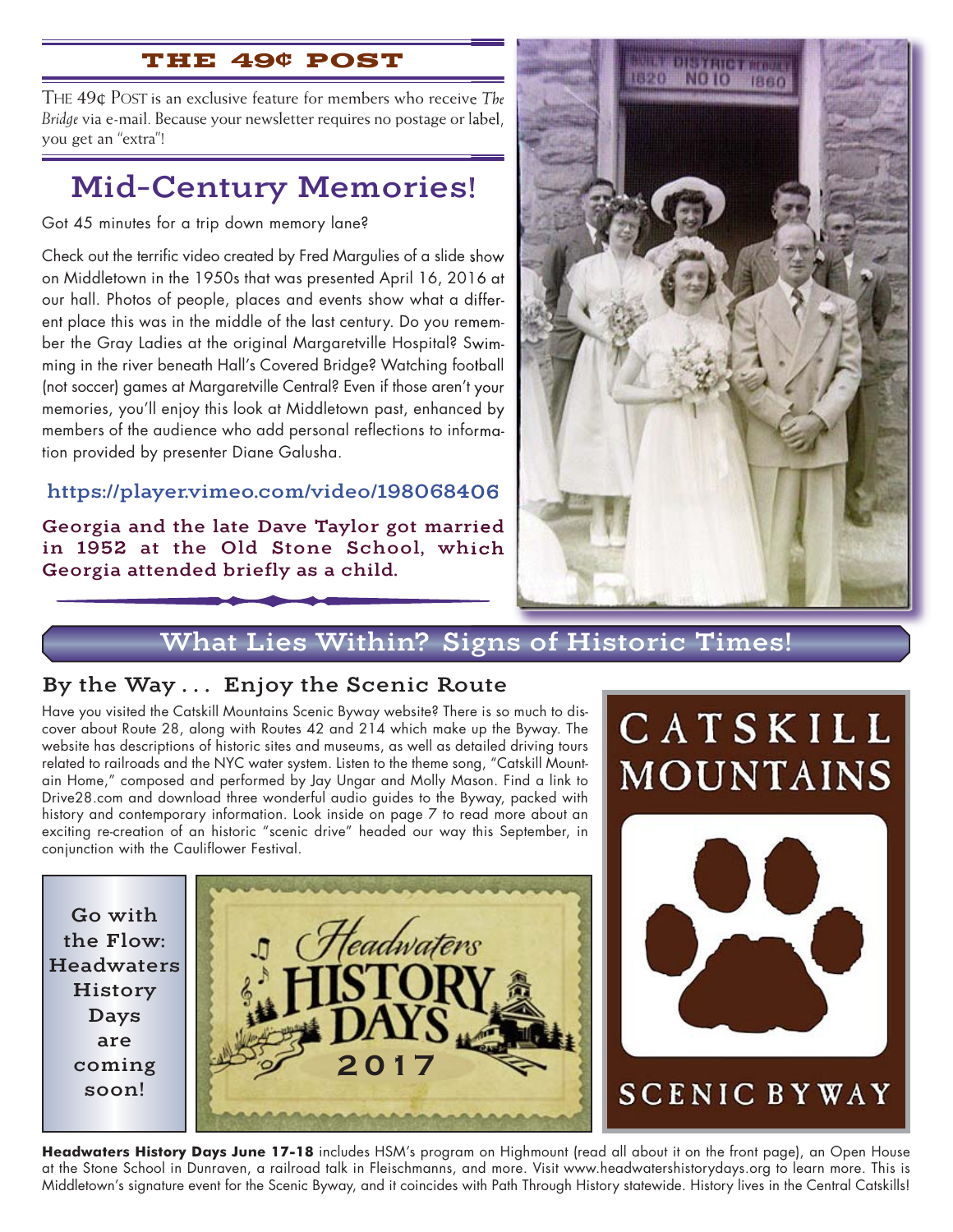## THE 49¢ POST

THE 49¢ POST is an exclusive feature for members who receive *The Bridge* via e-mail. Because your newsletter requires no postage or label, you get an "extra"!

# Mid-Century Memories!

Got 45 minutes for a trip down memory lane?

Check out the terrific video created by Fred Margulies of a slide show on Middletown in the 1950s that was presented April 16, 2016 at our hall. Photos of people, places and events show what a different place this was in the middle of the last century. Do you remember the Gray Ladies at the original Margaretville Hospital? Swimming in the river beneath Hall's Covered Bridge? Watching football (not soccer) games at Margaretville Central? Even if those aren't your memories, you'll enjoy this look at Middletown past, enhanced by members of the audience who add personal reflections to information provided by presenter Diane Galusha.

https://player.vimeo.com/video/198068406

**Georgia and the late Dave Taylor got married in 1952 at the Old Stone School, which Georgia attended briefly as a child.**

## What Lies Within? Signs of Historic Times!

### By the Way . . . Enjoy the Scenic Route

Have you visited the Catskill Mountains Scenic Byway website? There is so much to discover about Route 28, along with Routes 42 and 214 which make up the Byway. The website has descriptions of historic sites and museums, as well as detailed driving tours related to railroads and the NYC water system. Listen to the theme song, "Catskill Mountain Home," composed and performed by Jay Ungar and Molly Mason. Find a link to Drive28.com and download three wonderful audio guides to the Byway, packed with history and contemporary information. Look inside on page 7 to read more about an exciting re-creation of an historic "scenic drive" headed our way this September, in conjunction with the Cauliflower Festival.

Go with the Flow: Headwaters History Days are coming soon!

**Headwaters History Days June 17-18** includes HSM's program on Highmount (read all about it on the front page), an Open House at the Stone School in Dunraven, a railroad talk in Fleischmanns, and more. Visit www.headwatershistorydays.org to learn more. This is Middletown's signature event for the Scenic Byway, and it coincides with Path Through History statewide. History lives in the Central Catskills!